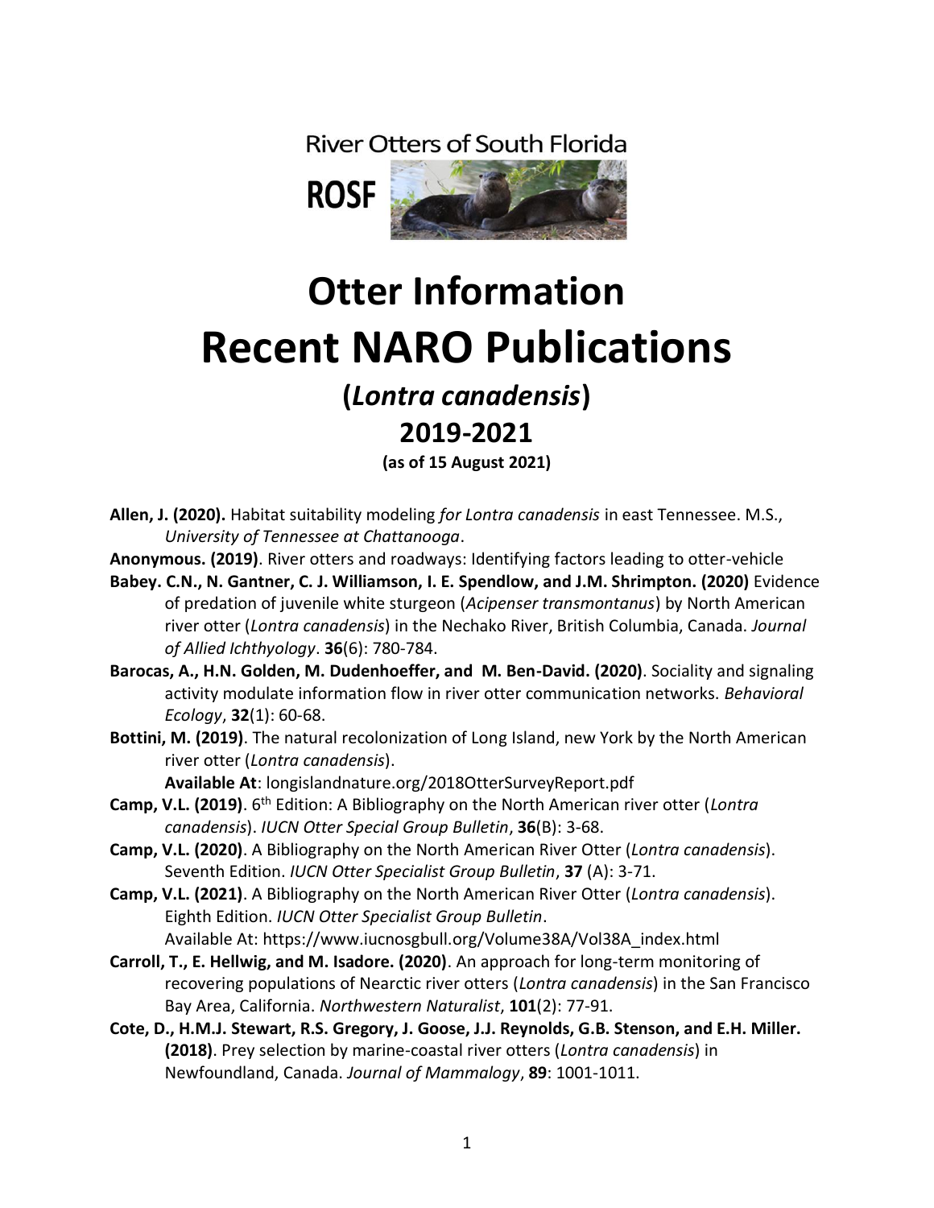River Otters of South Florida

**ROSF**

# Otter Information
# Recent NARO Publications
## (*Lontra canadensis*)
## 2019-2021
**(as of 15 August 2021)**

**Allen, J. (2020).** Habitat suitability modeling *for Lontra canadensis* in east Tennessee. M.S., *University of Tennessee at Chattanooga*.

**Anonymous. (2019)**. River otters and roadways: Identifying factors leading to otter-vehicle

**Babey. C.N., N. Gantner, C. J. Williamson, I. E. Spendlow, and J.M. Shrimpton. (2020)** Evidence of predation of juvenile white sturgeon (*Acipenser transmontanus*) by North American river otter (*Lontra canadensis*) in the Nechako River, British Columbia, Canada. *Journal of Allied Ichthyology*. **36**(6): 780-784.

**Barocas, A., H.N. Golden, M. Dudenhoeffer, and M. Ben-David. (2020)**. Sociality and signaling activity modulate information flow in river otter communication networks. *Behavioral Ecology*, **32**(1): 60-68.

**Bottini, M. (2019)**. The natural recolonization of Long Island, new York by the North American river otter (*Lontra canadensis*).
**Available At**: longislandnature.org/2018OtterSurveyReport.pdf

**Camp, V.L. (2019)**. 6th Edition: A Bibliography on the North American river otter (*Lontra canadensis*). *IUCN Otter Special Group Bulletin*, **36**(B): 3-68.

**Camp, V.L. (2020)**. A Bibliography on the North American River Otter (*Lontra canadensis*). Seventh Edition. *IUCN Otter Specialist Group Bulletin*, **37** (A): 3-71.

**Camp, V.L. (2021)**. A Bibliography on the North American River Otter (*Lontra canadensis*). Eighth Edition. *IUCN Otter Specialist Group Bulletin*.
Available At: https://www.iucnosgbull.org/Volume38A/Vol38A_index.html

**Carroll, T., E. Hellwig, and M. Isadore. (2020)**. An approach for long-term monitoring of recovering populations of Nearctic river otters (*Lontra canadensis*) in the San Francisco Bay Area, California. *Northwestern Naturalist*, **101**(2): 77-91.

**Cote, D., H.M.J. Stewart, R.S. Gregory, J. Goose, J.J. Reynolds, G.B. Stenson, and E.H. Miller. (2018)**. Prey selection by marine-coastal river otters (*Lontra canadensis*) in Newfoundland, Canada. *Journal of Mammalogy*, **89**: 1001-1011.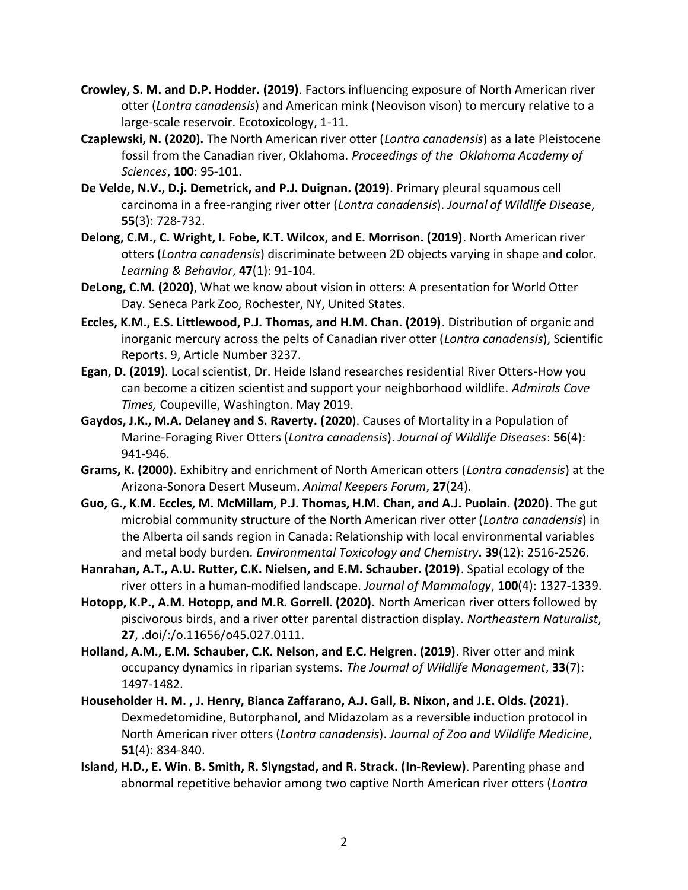**Crowley, S. M. and D.P. Hodder. (2019)**. Factors influencing exposure of North American river otter (*Lontra canadensis*) and American mink (Neovison vison) to mercury relative to a large-scale reservoir. Ecotoxicology, 1-11.

**Czaplewski, N. (2020).** The North American river otter (*Lontra canadensis*) as a late Pleistocene fossil from the Canadian river, Oklahoma. *Proceedings of the Oklahoma Academy of Sciences*, **100**: 95-101.

**De Velde, N.V., D.j. Demetrick, and P.J. Duignan. (2019)**. Primary pleural squamous cell carcinoma in a free-ranging river otter (*Lontra canadensis*). *Journal of Wildlife Disease*s, **55**(3): 728-732.

**Delong, C.M., C. Wright, I. Fobe, K.T. Wilcox, and E. Morrison. (2019)**. North American river otters (*Lontra canadensis*) discriminate between 2D objects varying in shape and color. *Learning & Behavior*, **47**(1): 91-104.

**DeLong, C.M. (2020)**, What we know about vision in otters: A presentation for World Otter Day. Seneca Park Zoo, Rochester, NY, United States.

**Eccles, K.M., E.S. Littlewood, P.J. Thomas, and H.M. Chan. (2019)**. Distribution of organic and inorganic mercury across the pelts of Canadian river otter (*Lontra canadensis*), Scientific Reports. 9, Article Number 3237.

**Egan, D. (2019)**. Local scientist, Dr. Heide Island researches residential River Otters-How you can become a citizen scientist and support your neighborhood wildlife. *Admirals Cove Times,* Coupeville, Washington. May 2019.

**Gaydos, J.K., M.A. Delaney and S. Raverty. (2020**). Causes of Mortality in a Population of Marine-Foraging River Otters (*Lontra canadensis*). *Journal of Wildlife Diseases*: **56**(4): 941-946.

**Grams, K. (2000)**. Exhibitry and enrichment of North American otters (*Lontra canadensis*) at the Arizona-Sonora Desert Museum. *Animal Keepers Forum*, **27**(24).

**Guo, G., K.M. Eccles, M. McMillam, P.J. Thomas, H.M. Chan, and A.J. Puolain. (2020)**. The gut microbial community structure of the North American river otter (*Lontra canadensis*) in the Alberta oil sands region in Canada: Relationship with local environmental variables and metal body burden. *Environmental Toxicology and Chemistry***. 39**(12): 2516-2526.

**Hanrahan, A.T., A.U. Rutter, C.K. Nielsen, and E.M. Schauber. (2019)**. Spatial ecology of the river otters in a human-modified landscape. *Journal of Mammalogy*, **100**(4): 1327-1339.

**Hotopp, K.P., A.M. Hotopp, and M.R. Gorrell. (2020).** North American river otters followed by piscivorous birds, and a river otter parental distraction display. *Northeastern Naturalist*, **27**, .doi/:/o.11656/o45.027.0111.

**Holland, A.M., E.M. Schauber, C.K. Nelson, and E.C. Helgren. (2019)**. River otter and mink occupancy dynamics in riparian systems. *The Journal of Wildlife Management*, **33**(7): 1497-1482.

**Householder H. M. , J. Henry, Bianca Zaffarano, A.J. Gall, B. Nixon, and J.E. Olds. (2021)**. Dexmedetomidine, Butorphanol, and Midazolam as a reversible induction protocol in North American river otters (*Lontra canadensis*). *Journal of Zoo and Wildlife Medicine*, **51**(4): 834-840.

**Island, H.D., E. Win. B. Smith, R. Slyngstad, and R. Strack. (In-Review)**. Parenting phase and abnormal repetitive behavior among two captive North American river otters (*Lontra*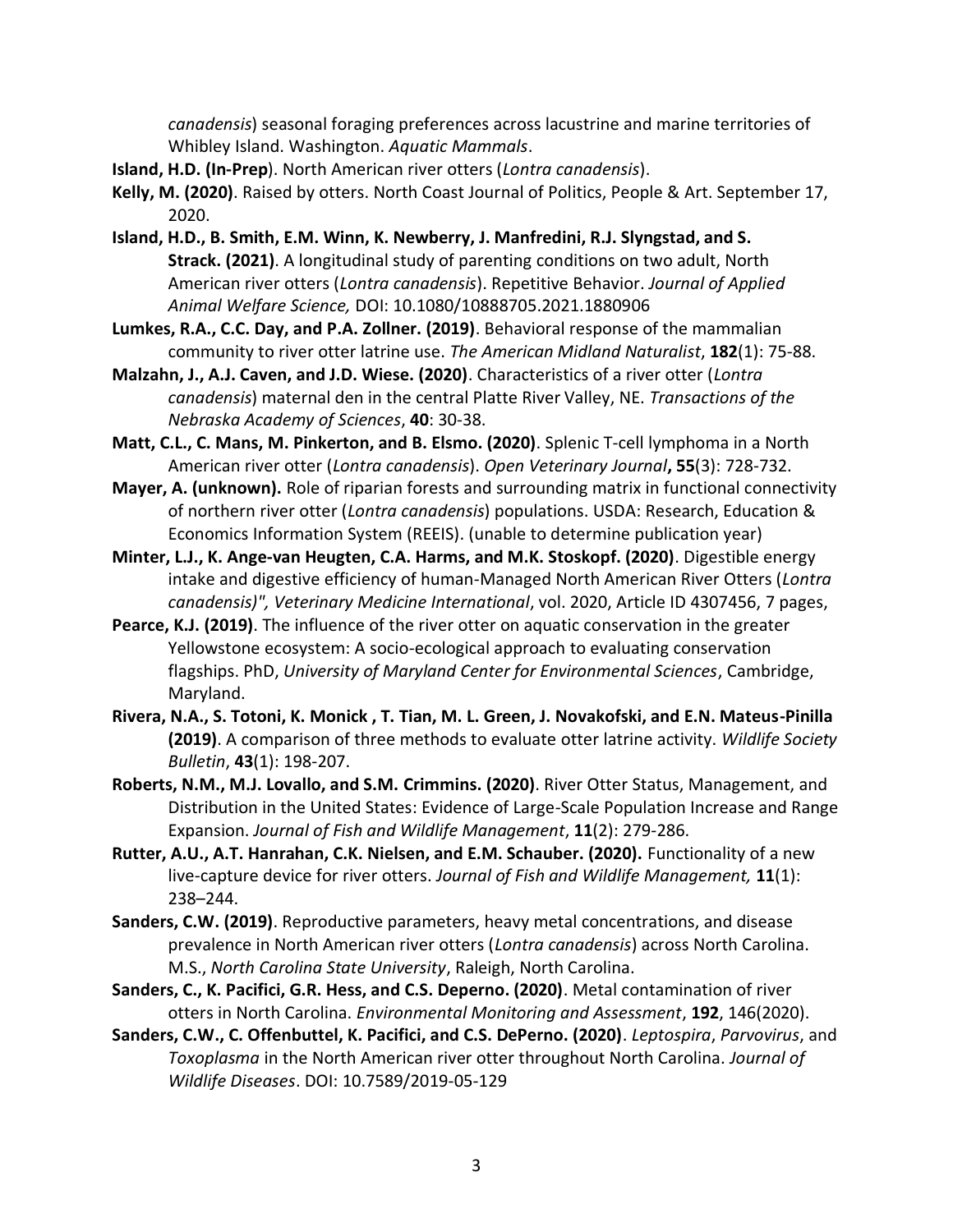*canadensis*) seasonal foraging preferences across lacustrine and marine territories of Whibley Island. Washington. *Aquatic Mammals*.

**Island, H.D. (In-Prep**). North American river otters (*Lontra canadensis*).

**Kelly, M. (2020)**. Raised by otters. North Coast Journal of Politics, People & Art. September 17, 2020.

**Island, H.D., B. Smith, E.M. Winn, K. Newberry, J. Manfredini, R.J. Slyngstad, and S. Strack. (2021)**. A longitudinal study of parenting conditions on two adult, North American river otters (*Lontra canadensis*). Repetitive Behavior. *Journal of Applied Animal Welfare Science,* DOI: 10.1080/10888705.2021.1880906

**Lumkes, R.A., C.C. Day, and P.A. Zollner. (2019)**. Behavioral response of the mammalian community to river otter latrine use. *The American Midland Naturalist*, **182**(1): 75-88.

**Malzahn, J., A.J. Caven, and J.D. Wiese. (2020)**. Characteristics of a river otter (*Lontra canadensis*) maternal den in the central Platte River Valley, NE. *Transactions of the Nebraska Academy of Sciences*, **40**: 30-38.

**Matt, C.L., C. Mans, M. Pinkerton, and B. Elsmo. (2020)**. Splenic T-cell lymphoma in a North American river otter (*Lontra canadensis*). *Open Veterinary Journal***, 55**(3): 728-732.

**Mayer, A. (unknown).** Role of riparian forests and surrounding matrix in functional connectivity of northern river otter (*Lontra canadensis*) populations. USDA: Research, Education & Economics Information System (REEIS). (unable to determine publication year)

**Minter, L.J., K. Ange-van Heugten, C.A. Harms, and M.K. Stoskopf. (2020)**. Digestible energy intake and digestive efficiency of human-Managed North American River Otters (*Lontra canadensis)", Veterinary Medicine International*, vol. 2020, Article ID 4307456, 7 pages,

**Pearce, K.J. (2019)**. The influence of the river otter on aquatic conservation in the greater Yellowstone ecosystem: A socio-ecological approach to evaluating conservation flagships. PhD, *University of Maryland Center for Environmental Sciences*, Cambridge, Maryland.

**Rivera, N.A., S. Totoni, K. Monick , T. Tian, M. L. Green, J. Novakofski, and E.N. Mateus-Pinilla (2019)**. A comparison of three methods to evaluate otter latrine activity. *Wildlife Society Bulletin*, **43**(1): 198-207.

**Roberts, N.M., M.J. Lovallo, and S.M. Crimmins. (2020)**. River Otter Status, Management, and Distribution in the United States: Evidence of Large-Scale Population Increase and Range Expansion. *Journal of Fish and Wildlife Management*, **11**(2): 279-286.

**Rutter, A.U., A.T. Hanrahan, C.K. Nielsen, and E.M. Schauber. (2020).** Functionality of a new live-capture device for river otters. *Journal of Fish and Wildlife Management,* **11**(1): 238–244.

**Sanders, C.W. (2019)**. Reproductive parameters, heavy metal concentrations, and disease prevalence in North American river otters (*Lontra canadensis*) across North Carolina. M.S., *North Carolina State University*, Raleigh, North Carolina.

**Sanders, C., K. Pacifici, G.R. Hess, and C.S. Deperno. (2020)**. Metal contamination of river otters in North Carolina. *Environmental Monitoring and Assessment*, **192**, 146(2020).

**Sanders, C.W., C. Offenbuttel, K. Pacifici, and C.S. DePerno. (2020)**. *Leptospira*, *Parvovirus*, and *Toxoplasma* in the North American river otter throughout North Carolina. *Journal of Wildlife Diseases*. DOI: 10.7589/2019-05-129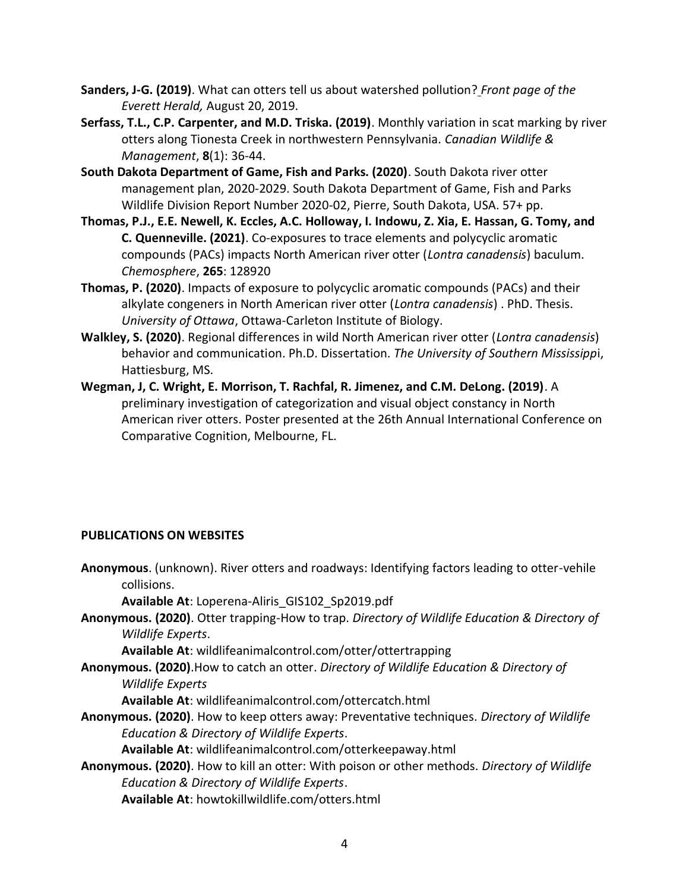**Sanders, J-G. (2019)**. What can otters tell us about watershed pollution? *Front page of the Everett Herald,* August 20, 2019.

**Serfass, T.L., C.P. Carpenter, and M.D. Triska. (2019)**. Monthly variation in scat marking by river otters along Tionesta Creek in northwestern Pennsylvania. *Canadian Wildlife & Management*, **8**(1): 36-44.

**South Dakota Department of Game, Fish and Parks. (2020)**. South Dakota river otter management plan, 2020-2029. South Dakota Department of Game, Fish and Parks Wildlife Division Report Number 2020-02, Pierre, South Dakota, USA. 57+ pp.

**Thomas, P.J., E.E. Newell, K. Eccles, A.C. Holloway, I. Indowu, Z. Xia, E. Hassan, G. Tomy, and C. Quenneville. (2021)**. Co-exposures to trace elements and polycyclic aromatic compounds (PACs) impacts North American river otter (*Lontra canadensis*) baculum. *Chemosphere*, **265**: 128920

**Thomas, P. (2020)**. Impacts of exposure to polycyclic aromatic compounds (PACs) and their alkylate congeners in North American river otter (*Lontra canadensis*) . PhD. Thesis. *University of Ottawa*, Ottawa-Carleton Institute of Biology.

**Walkley, S. (2020)**. Regional differences in wild North American river otter (*Lontra canadensis*) behavior and communication. Ph.D. Dissertation. *The University of Southern Mississipp*i, Hattiesburg, MS.

**Wegman, J, C. Wright, E. Morrison, T. Rachfal, R. Jimenez, and C.M. DeLong. (2019)**. A preliminary investigation of categorization and visual object constancy in North American river otters. Poster presented at the 26th Annual International Conference on Comparative Cognition, Melbourne, FL.

## PUBLICATIONS ON WEBSITES

**Anonymous**. (unknown). River otters and roadways: Identifying factors leading to otter-vehile collisions.
**Available At**: Loperena-Aliris_GIS102_Sp2019.pdf

**Anonymous. (2020)**. Otter trapping-How to trap. *Directory of Wildlife Education & Directory of Wildlife Experts*.
**Available At**: wildlifeanimalcontrol.com/otter/ottertrapping

**Anonymous. (2020)**.How to catch an otter. *Directory of Wildlife Education & Directory of Wildlife Experts*
**Available At**: wildlifeanimalcontrol.com/ottercatch.html

**Anonymous. (2020)**. How to keep otters away: Preventative techniques. *Directory of Wildlife Education & Directory of Wildlife Experts*.
**Available At**: wildlifeanimalcontrol.com/otterkeepaway.html

**Anonymous. (2020)**. How to kill an otter: With poison or other methods. *Directory of Wildlife Education & Directory of Wildlife Experts*.
**Available At**: howtokillwildlife.com/otters.html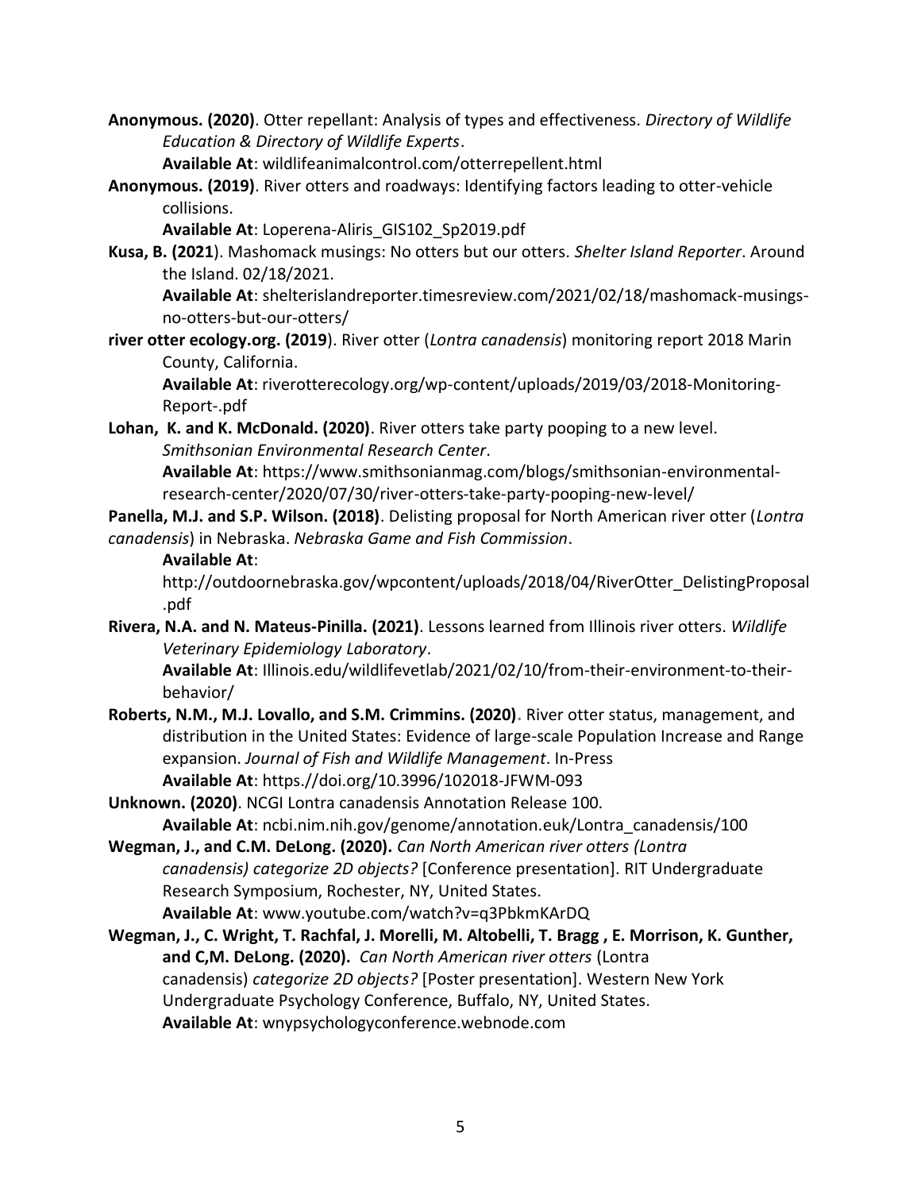**Anonymous. (2020)**. Otter repellant: Analysis of types and effectiveness. *Directory of Wildlife Education & Directory of Wildlife Experts*.
**Available At**: wildlifeanimalcontrol.com/otterrepellent.html

**Anonymous. (2019)**. River otters and roadways: Identifying factors leading to otter-vehicle collisions.
**Available At**: Loperena-Aliris_GIS102_Sp2019.pdf

**Kusa, B. (2021**). Mashomack musings: No otters but our otters. *Shelter Island Reporter*. Around the Island. 02/18/2021.
**Available At**: shelterislandreporter.timesreview.com/2021/02/18/mashomack-musings-no-otters-but-our-otters/

**river otter ecology.org. (2019**). River otter (*Lontra canadensis*) monitoring report 2018 Marin County, California.
**Available At**: riverotterecology.org/wp-content/uploads/2019/03/2018-Monitoring-Report-.pdf

**Lohan, K. and K. McDonald. (2020)**. River otters take party pooping to a new level. *Smithsonian Environmental Research Center*.
**Available At**: https://www.smithsonianmag.com/blogs/smithsonian-environmental-research-center/2020/07/30/river-otters-take-party-pooping-new-level/

**Panella, M.J. and S.P. Wilson. (2018)**. Delisting proposal for North American river otter (*Lontra canadensis*) in Nebraska. *Nebraska Game and Fish Commission*.
**Available At**:
http://outdoornebraska.gov/wpcontent/uploads/2018/04/RiverOtter_DelistingProposal.pdf

**Rivera, N.A. and N. Mateus-Pinilla. (2021)**. Lessons learned from Illinois river otters. *Wildlife Veterinary Epidemiology Laboratory*.
**Available At**: Illinois.edu/wildlifevetlab/2021/02/10/from-their-environment-to-their-behavior/

**Roberts, N.M., M.J. Lovallo, and S.M. Crimmins. (2020)**. River otter status, management, and distribution in the United States: Evidence of large-scale Population Increase and Range expansion. *Journal of Fish and Wildlife Management*. In-Press
**Available At**: https://doi.org/10.3996/102018-JFWM-093

**Unknown. (2020)**. NCGI Lontra canadensis Annotation Release 100.
**Available At**: ncbi.nim.nih.gov/genome/annotation.euk/Lontra_canadensis/100

**Wegman, J., and C.M. DeLong. (2020).** *Can North American river otters (Lontra canadensis) categorize 2D objects?* [Conference presentation]. RIT Undergraduate Research Symposium, Rochester, NY, United States.
**Available At**: www.youtube.com/watch?v=q3PbkmKArDQ

**Wegman, J., C. Wright, T. Rachfal, J. Morelli, M. Altobelli, T. Bragg , E. Morrison, K. Gunther, and C,M. DeLong. (2020).** *Can North American river otters* (Lontra canadensis) *categorize 2D objects?* [Poster presentation]. Western New York Undergraduate Psychology Conference, Buffalo, NY, United States.
**Available At**: wnypsychologyconference.webnode.com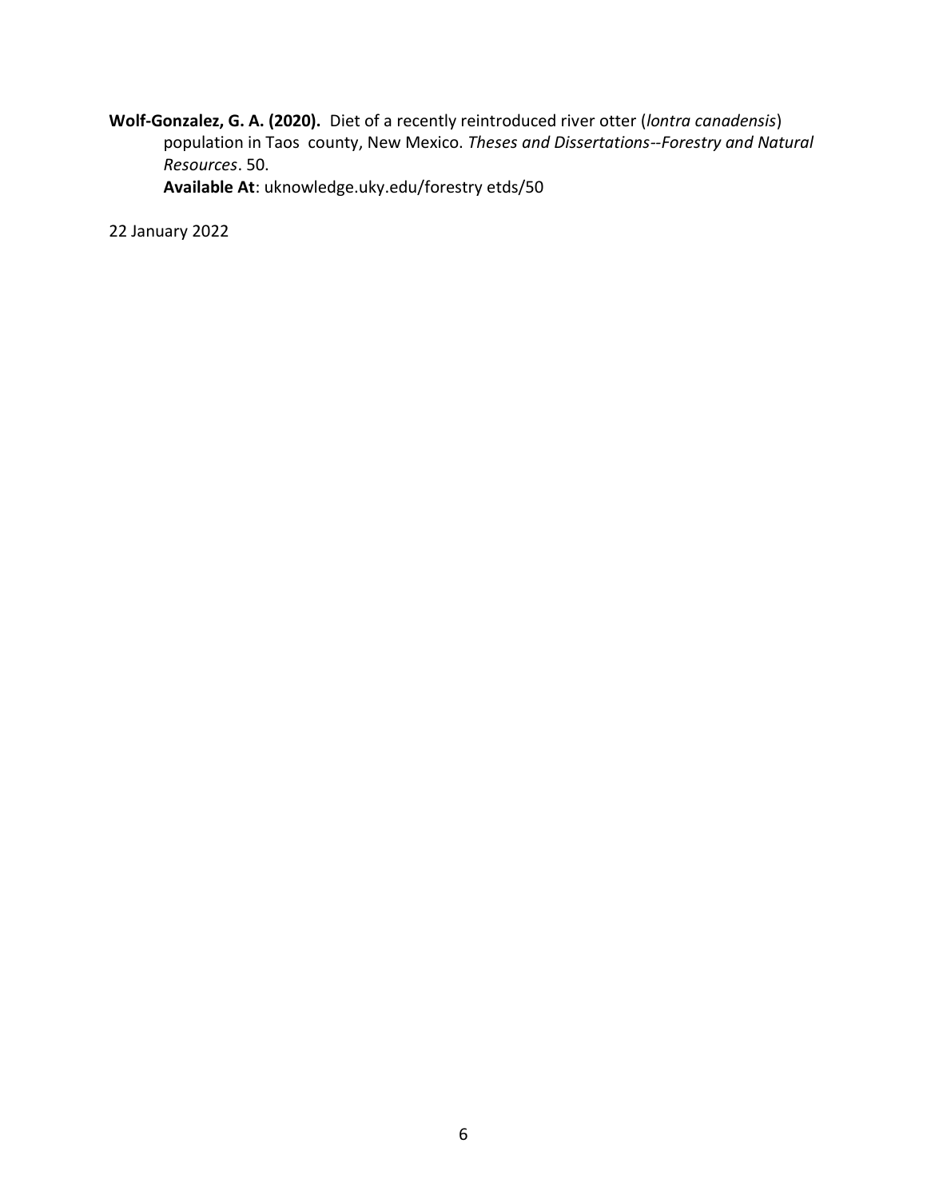**Wolf-Gonzalez, G. A. (2020).** Diet of a recently reintroduced river otter (*lontra canadensis*) population in Taos county, New Mexico. *Theses and Dissertations--Forestry and Natural Resources*. 50.
**Available At**: uknowledge.uky.edu/forestry etds/50

22 January 2022